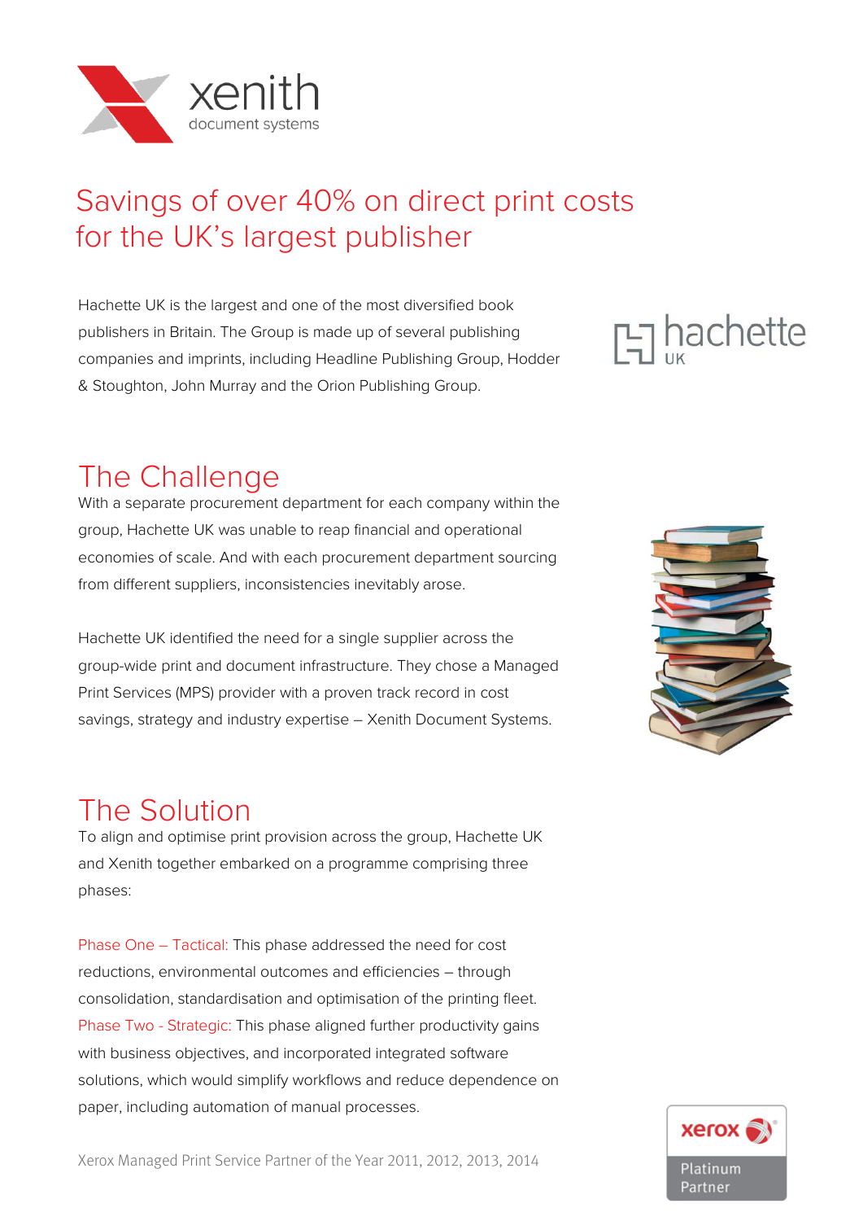xenith
document systems

# Savings of over 40% on direct print costs for the UK's largest publisher

Hachette UK is the largest and one of the most diversified book publishers in Britain. The Group is made up of several publishing companies and imprints, including Headline Publishing Group, Hodder & Stoughton, John Murray and the Orion Publishing Group.

## The Challenge

With a separate procurement department for each company within the group, Hachette UK was unable to reap financial and operational economies of scale. And with each procurement department sourcing from different suppliers, inconsistencies inevitably arose.

Hachette UK identified the need for a single supplier across the group-wide print and document infrastructure. They chose a Managed Print Services (MPS) provider with a proven track record in cost savings, strategy and industry expertise – Xenith Document Systems.

## The Solution

To align and optimise print provision across the group, Hachette UK and Xenith together embarked on a programme comprising three phases:

Phase One – Tactical: This phase addressed the need for cost reductions, environmental outcomes and efficiencies – through consolidation, standardisation and optimisation of the printing fleet.
Phase Two - Strategic: This phase aligned further productivity gains with business objectives, and incorporated integrated software solutions, which would simplify workflows and reduce dependence on paper, including automation of manual processes.

Xerox Managed Print Service Partner of the Year 2011, 2012, 2013, 2014

xerox Platinum Partner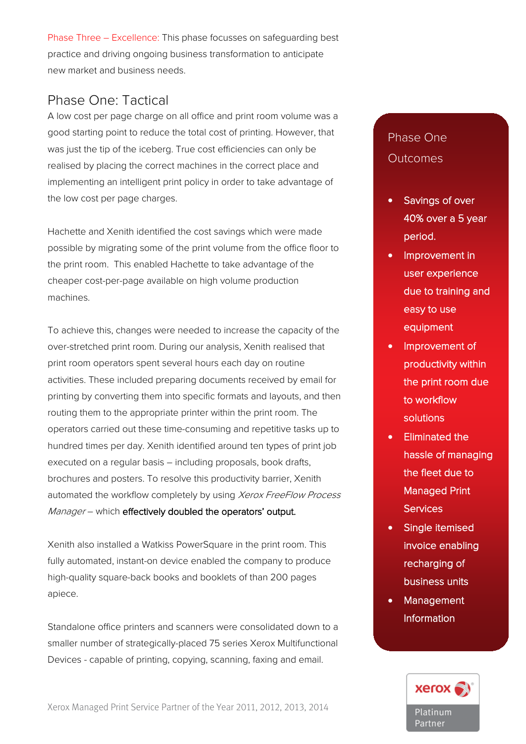Phase Three – Excellence: This phase focusses on safeguarding best practice and driving ongoing business transformation to anticipate new market and business needs.

## Phase One: Tactical

A low cost per page charge on all office and print room volume was a good starting point to reduce the total cost of printing. However, that was just the tip of the iceberg. True cost efficiencies can only be realised by placing the correct machines in the correct place and implementing an intelligent print policy in order to take advantage of the low cost per page charges.

Hachette and Xenith identified the cost savings which were made possible by migrating some of the print volume from the office floor to the print room. This enabled Hachette to take advantage of the cheaper cost-per-page available on high volume production machines.

To achieve this, changes were needed to increase the capacity of the over-stretched print room. During our analysis, Xenith realised that print room operators spent several hours each day on routine activities. These included preparing documents received by email for printing by converting them into specific formats and layouts, and then routing them to the appropriate printer within the print room. The operators carried out these time-consuming and repetitive tasks up to hundred times per day. Xenith identified around ten types of print job executed on a regular basis – including proposals, book drafts, brochures and posters. To resolve this productivity barrier, Xenith automated the workflow completely by using *Xerox FreeFlow Process Manager* – which **effectively doubled the operators' output.**

Xenith also installed a Watkiss PowerSquare in the print room. This fully automated, instant-on device enabled the company to produce high-quality square-back books and booklets of than 200 pages apiece.

Standalone office printers and scanners were consolidated down to a smaller number of strategically-placed 75 series Xerox Multifunctional Devices - capable of printing, copying, scanning, faxing and email.

### Phase One Outcomes

- Savings of over 40% over a 5 year period.
- Improvement in user experience due to training and easy to use equipment
- Improvement of productivity within the print room due to workflow solutions
- Eliminated the hassle of managing the fleet due to Managed Print Services
- Single itemised invoice enabling recharging of business units
- Management Information

Xerox Managed Print Service Partner of the Year 2011, 2012, 2013, 2014

xerox Platinum Partner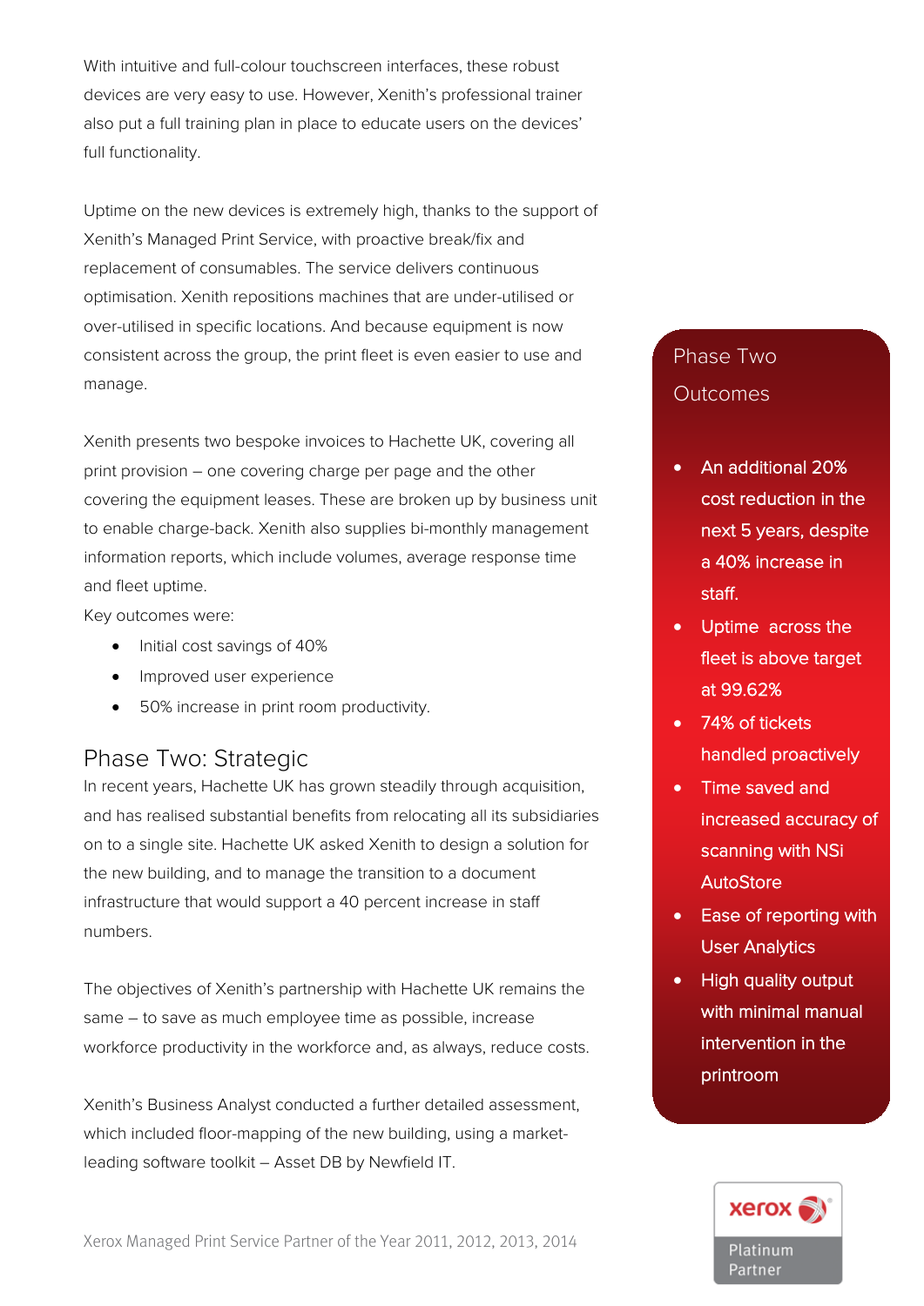With intuitive and full-colour touchscreen interfaces, these robust devices are very easy to use. However, Xenith's professional trainer also put a full training plan in place to educate users on the devices' full functionality.

Uptime on the new devices is extremely high, thanks to the support of Xenith's Managed Print Service, with proactive break/fix and replacement of consumables. The service delivers continuous optimisation. Xenith repositions machines that are under-utilised or over-utilised in specific locations. And because equipment is now consistent across the group, the print fleet is even easier to use and manage.

Xenith presents two bespoke invoices to Hachette UK, covering all print provision – one covering charge per page and the other covering the equipment leases. These are broken up by business unit to enable charge-back. Xenith also supplies bi-monthly management information reports, which include volumes, average response time and fleet uptime.

Key outcomes were:

- Initial cost savings of 40%
- Improved user experience
- 50% increase in print room productivity.

## Phase Two: Strategic

In recent years, Hachette UK has grown steadily through acquisition, and has realised substantial benefits from relocating all its subsidiaries on to a single site. Hachette UK asked Xenith to design a solution for the new building, and to manage the transition to a document infrastructure that would support a 40 percent increase in staff numbers.

The objectives of Xenith's partnership with Hachette UK remains the same – to save as much employee time as possible, increase workforce productivity in the workforce and, as always, reduce costs.

Xenith's Business Analyst conducted a further detailed assessment, which included floor-mapping of the new building, using a market-leading software toolkit – Asset DB by Newfield IT.

### Phase Two Outcomes

- An additional 20% cost reduction in the next 5 years, despite a 40% increase in staff.
- Uptime across the fleet is above target at 99.62%
- 74% of tickets handled proactively
- Time saved and increased accuracy of scanning with NSi AutoStore
- Ease of reporting with User Analytics
- High quality output with minimal manual intervention in the printroom

Xerox Managed Print Service Partner of the Year 2011, 2012, 2013, 2014

xerox Platinum Partner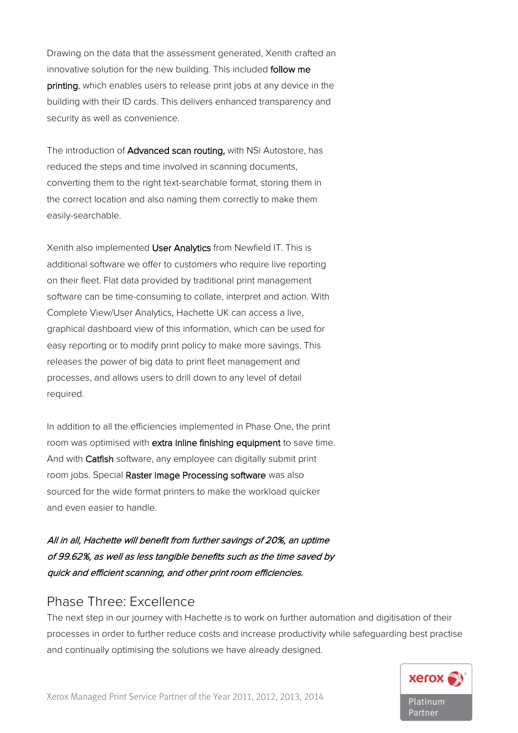Drawing on the data that the assessment generated, Xenith crafted an innovative solution for the new building. This included follow me printing, which enables users to release print jobs at any device in the building with their ID cards. This delivers enhanced transparency and security as well as convenience.

The introduction of Advanced scan routing, with NSi Autostore, has reduced the steps and time involved in scanning documents, converting them to the right text-searchable format, storing them in the correct location and also naming them correctly to make them easily-searchable.

Xenith also implemented User Analytics from Newfield IT. This is additional software we offer to customers who require live reporting on their fleet. Flat data provided by traditional print management software can be time-consuming to collate, interpret and action. With Complete View/User Analytics, Hachette UK can access a live, graphical dashboard view of this information, which can be used for easy reporting or to modify print policy to make more savings. This releases the power of big data to print fleet management and processes, and allows users to drill down to any level of detail required.

In addition to all the efficiencies implemented in Phase One, the print room was optimised with extra inline finishing equipment to save time. And with Catfish software, any employee can digitally submit print room jobs. Special Raster Image Processing software was also sourced for the wide format printers to make the workload quicker and even easier to handle.

*All in all, Hachette will benefit from further savings of 20%, an uptime of 99.62%, as well as less tangible benefits such as the time saved by quick and efficient scanning, and other print room efficiencies.*

## Phase Three: Excellence

The next step in our journey with Hachette is to work on further automation and digitisation of their processes in order to further reduce costs and increase productivity while safeguarding best practise and continually optimising the solutions we have already designed.

Xerox Managed Print Service Partner of the Year 2011, 2012, 2013, 2014

xerox Platinum Partner